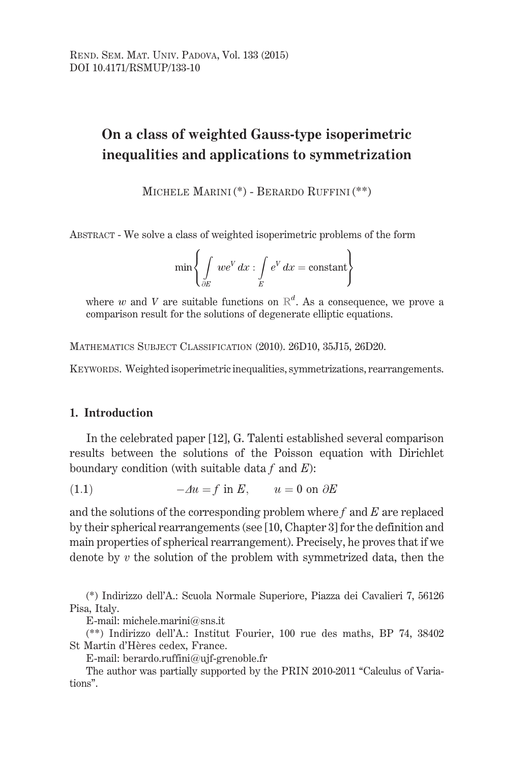Rend. Sem. Mat. Univ. Padova, Vol. 133 (2015)
DOI 10.4171/RSMUP/133-10

# On a class of weighted Gauss-type isoperimetric inequalities and applications to symmetrization

Michele Marini (*) - Berardo Ruffini (**)

Abstract - We solve a class of weighted isoperimetric problems of the form

$$\min\left\{\int_{\partial E} we^V\,dx : \int_E e^V\,dx = \text{constant}\right\}$$

where $w$ and $V$ are suitable functions on $\mathbb{R}^d$. As a consequence, we prove a comparison result for the solutions of degenerate elliptic equations.

Mathematics Subject Classification (2010). 26D10, 35J15, 26D20.

Keywords. Weighted isoperimetric inequalities, symmetrizations, rearrangements.

## 1. Introduction

In the celebrated paper [12], G. Talenti established several comparison results between the solutions of the Poisson equation with Dirichlet boundary condition (with suitable data $f$ and $E$):

$$-\Delta u = f \text{ in } E, \qquad u = 0 \text{ on } \partial E \tag{1.1}$$

and the solutions of the corresponding problem where $f$ and $E$ are replaced by their spherical rearrangements (see [10, Chapter 3] for the definition and main properties of spherical rearrangement). Precisely, he proves that if we denote by $v$ the solution of the problem with symmetrized data, then the

(*) Indirizzo dell'A.: Scuola Normale Superiore, Piazza dei Cavalieri 7, 56126 Pisa, Italy.

E-mail: michele.marini@sns.it

(**) Indirizzo dell'A.: Institut Fourier, 100 rue des maths, BP 74, 38402 St Martin d'Hères cedex, France.

E-mail: berardo.ruffini@ujf-grenoble.fr

The author was partially supported by the PRIN 2010-2011 "Calculus of Variations".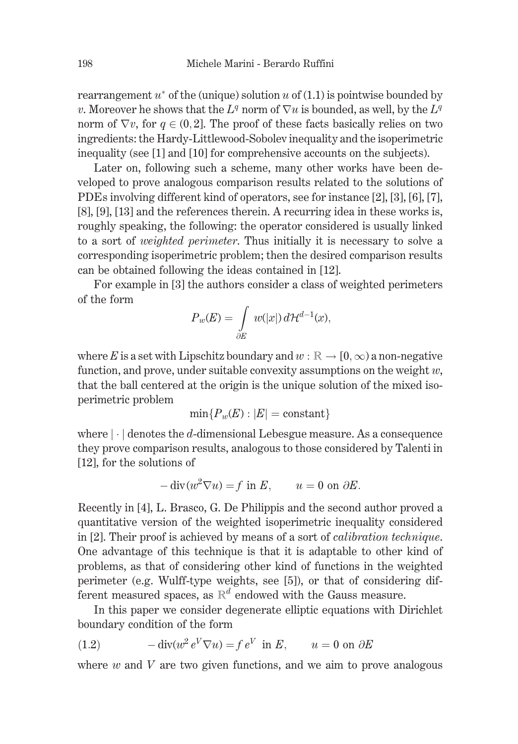rearrangement $u^*$ of the (unique) solution $u$ of (1.1) is pointwise bounded by $v$. Moreover he shows that the $L^q$ norm of $\nabla u$ is bounded, as well, by the $L^q$ norm of $\nabla v$, for $q \in (0, 2]$. The proof of these facts basically relies on two ingredients: the Hardy-Littlewood-Sobolev inequality and the isoperimetric inequality (see [1] and [10] for comprehensive accounts on the subjects).

Later on, following such a scheme, many other works have been developed to prove analogous comparison results related to the solutions of PDEs involving different kind of operators, see for instance [2], [3], [6], [7], [8], [9], [13] and the references therein. A recurring idea in these works is, roughly speaking, the following: the operator considered is usually linked to a sort of *weighted perimeter*. Thus initially it is necessary to solve a corresponding isoperimetric problem; then the desired comparison results can be obtained following the ideas contained in [12].

For example in [3] the authors consider a class of weighted perimeters of the form

$$P_w(E) = \int_{\partial E} w(|x|)\, d\mathcal{H}^{d-1}(x),$$

where $E$ is a set with Lipschitz boundary and $w : \mathbb{R} \to [0, \infty)$ a non-negative function, and prove, under suitable convexity assumptions on the weight $w$, that the ball centered at the origin is the unique solution of the mixed isoperimetric problem

$$\min\{P_w(E) : |E| = \text{constant}\}$$

where $|\cdot|$ denotes the $d$-dimensional Lebesgue measure. As a consequence they prove comparison results, analogous to those considered by Talenti in [12], for the solutions of

$$-\operatorname{div}(w^2 \nabla u) = f \text{ in } E, \qquad u = 0 \text{ on } \partial E.$$

Recently in [4], L. Brasco, G. De Philippis and the second author proved a quantitative version of the weighted isoperimetric inequality considered in [2]. Their proof is achieved by means of a sort of *calibration technique*. One advantage of this technique is that it is adaptable to other kind of problems, as that of considering other kind of functions in the weighted perimeter (e.g. Wulff-type weights, see [5]), or that of considering different measured spaces, as $\mathbb{R}^d$ endowed with the Gauss measure.

In this paper we consider degenerate elliptic equations with Dirichlet boundary condition of the form

$$-\operatorname{div}(w^2\, e^V \nabla u) = f\, e^V \text{ in } E, \qquad u = 0 \text{ on } \partial E \tag{1.2}$$

where $w$ and $V$ are two given functions, and we aim to prove analogous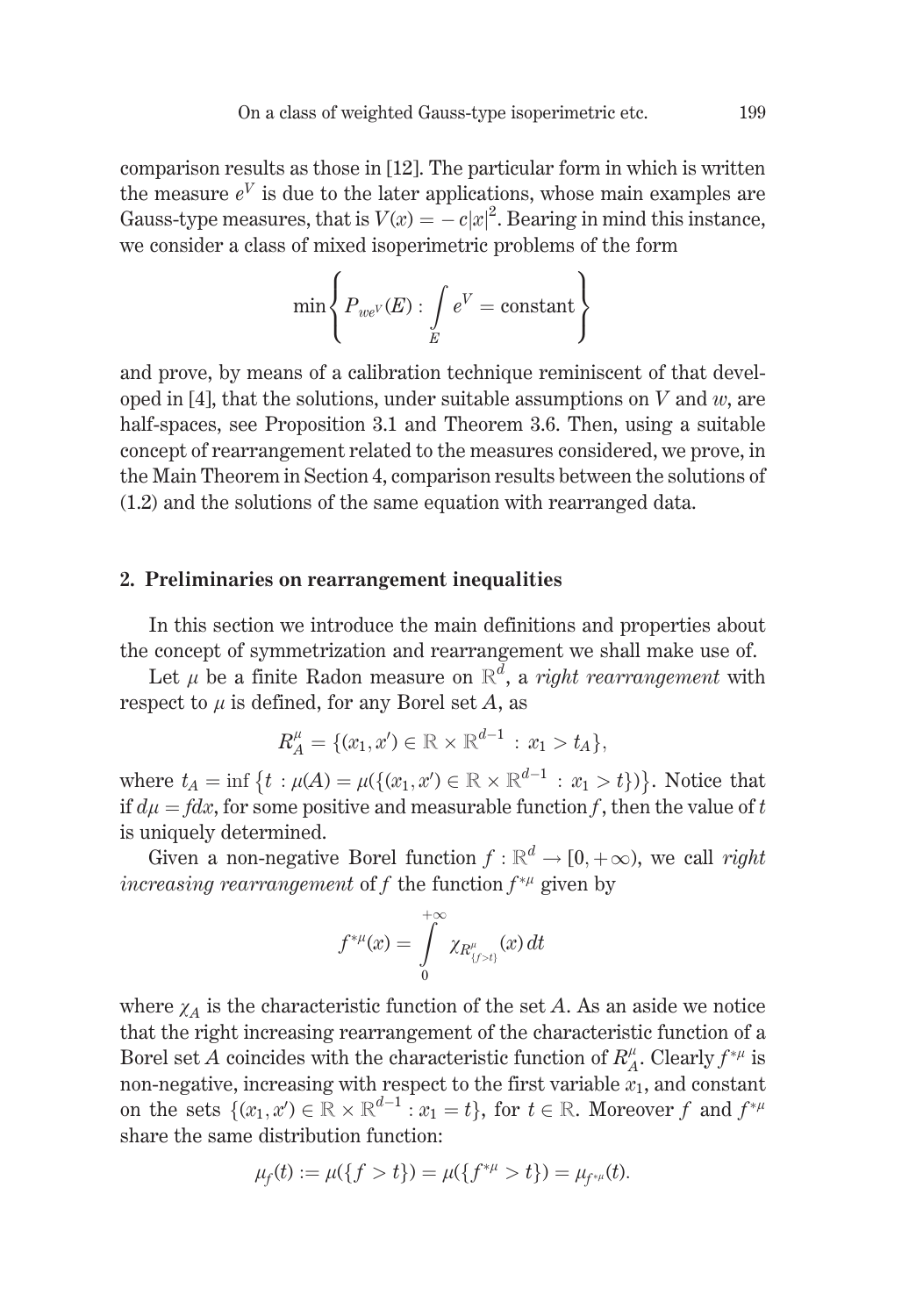comparison results as those in [12]. The particular form in which is written the measure $e^V$ is due to the later applications, whose main examples are Gauss-type measures, that is $V(x) = -c|x|^2$. Bearing in mind this instance, we consider a class of mixed isoperimetric problems of the form

$$\min\left\{ P_{we^V}(E) : \int_E e^V = \text{constant} \right\}$$

and prove, by means of a calibration technique reminiscent of that developed in [4], that the solutions, under suitable assumptions on $V$ and $w$, are half-spaces, see Proposition 3.1 and Theorem 3.6. Then, using a suitable concept of rearrangement related to the measures considered, we prove, in the Main Theorem in Section 4, comparison results between the solutions of (1.2) and the solutions of the same equation with rearranged data.

## 2. Preliminaries on rearrangement inequalities

In this section we introduce the main definitions and properties about the concept of symmetrization and rearrangement we shall make use of.

Let $\mu$ be a finite Radon measure on $\mathbb{R}^d$, a *right rearrangement* with respect to $\mu$ is defined, for any Borel set $A$, as

$$R_A^\mu = \{(x_1, x') \in \mathbb{R} \times \mathbb{R}^{d-1} : x_1 > t_A\},$$

where $t_A = \inf\{t : \mu(A) = \mu(\{(x_1, x') \in \mathbb{R} \times \mathbb{R}^{d-1} : x_1 > t\})\}$. Notice that if $d\mu = f dx$, for some positive and measurable function $f$, then the value of $t$ is uniquely determined.

Given a non-negative Borel function $f : \mathbb{R}^d \to [0, +\infty)$, we call *right increasing rearrangement* of $f$ the function $f^{*\mu}$ given by

$$f^{*\mu}(x) = \int_0^{+\infty} \chi_{R^\mu_{\{f>t\}}}(x)\, dt$$

where $\chi_A$ is the characteristic function of the set $A$. As an aside we notice that the right increasing rearrangement of the characteristic function of a Borel set $A$ coincides with the characteristic function of $R_A^\mu$. Clearly $f^{*\mu}$ is non-negative, increasing with respect to the first variable $x_1$, and constant on the sets $\{(x_1, x') \in \mathbb{R} \times \mathbb{R}^{d-1} : x_1 = t\}$, for $t \in \mathbb{R}$. Moreover $f$ and $f^{*\mu}$ share the same distribution function:

$$\mu_f(t) := \mu(\{f > t\}) = \mu(\{f^{*\mu} > t\}) = \mu_{f^{*\mu}}(t).$$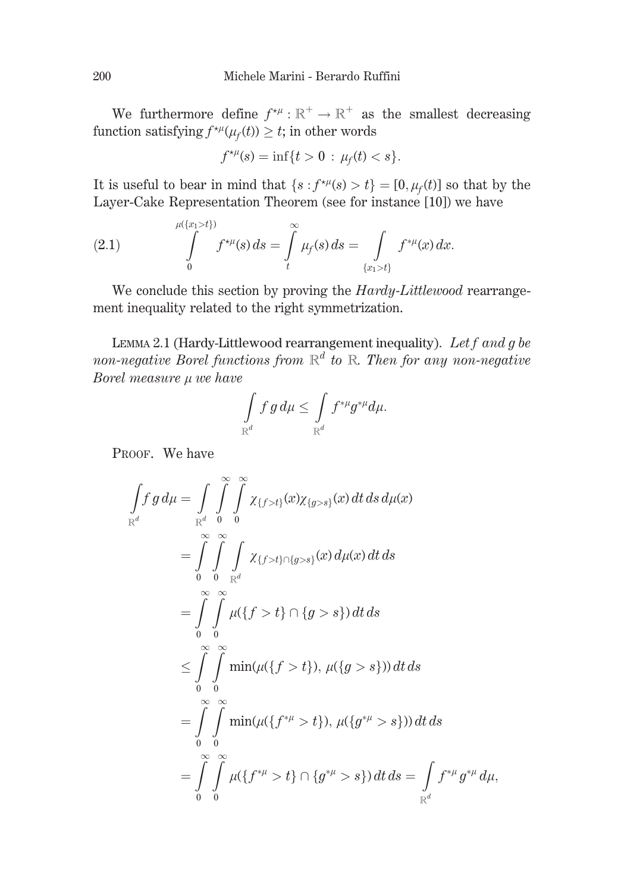We furthermore define $f^{\star\mu} : \mathbb{R}^+ \to \mathbb{R}^+$ as the smallest decreasing function satisfying $f^{\star\mu}(\mu_f(t)) \geq t$; in other words

$$f^{\star\mu}(s) = \inf\{t > 0 \, : \, \mu_f(t) < s\}.$$

It is useful to bear in mind that $\{s : f^{\star\mu}(s) > t\} = [0, \mu_f(t)]$ so that by the Layer-Cake Representation Theorem (see for instance [10]) we have

$$\int_0^{\mu(\{x_1 > t\})} f^{\star\mu}(s)\, ds = \int_t^{\infty} \mu_f(s)\, ds = \int_{\{x_1 > t\}} f^{*\mu}(x)\, dx. \tag{2.1}$$

We conclude this section by proving the *Hardy-Littlewood* rearrangement inequality related to the right symmetrization.

Lemma 2.1 (Hardy-Littlewood rearrangement inequality). *Let $f$ and $g$ be non-negative Borel functions from $\mathbb{R}^d$ to $\mathbb{R}$. Then for any non-negative Borel measure $\mu$ we have*

$$\int_{\mathbb{R}^d} f\, g\, d\mu \leq \int_{\mathbb{R}^d} f^{*\mu} g^{*\mu} d\mu.$$

Proof. We have

$$\begin{aligned}
\int_{\mathbb{R}^d} f\, g\, d\mu &= \int_{\mathbb{R}^d} \int_0^{\infty} \int_0^{\infty} \chi_{\{f>t\}}(x) \chi_{\{g>s\}}(x)\, dt\, ds\, d\mu(x) \\
&= \int_0^{\infty} \int_0^{\infty} \int_{\mathbb{R}^d} \chi_{\{f>t\} \cap \{g>s\}}(x)\, d\mu(x)\, dt\, ds \\
&= \int_0^{\infty} \int_0^{\infty} \mu(\{f > t\} \cap \{g > s\})\, dt\, ds \\
&\leq \int_0^{\infty} \int_0^{\infty} \min(\mu(\{f > t\}),\, \mu(\{g > s\}))\, dt\, ds \\
&= \int_0^{\infty} \int_0^{\infty} \min(\mu(\{f^{*\mu} > t\}),\, \mu(\{g^{*\mu} > s\}))\, dt\, ds \\
&= \int_0^{\infty} \int_0^{\infty} \mu(\{f^{*\mu} > t\} \cap \{g^{*\mu} > s\})\, dt\, ds = \int_{\mathbb{R}^d} f^{*\mu}\, g^{*\mu}\, d\mu,
\end{aligned}$$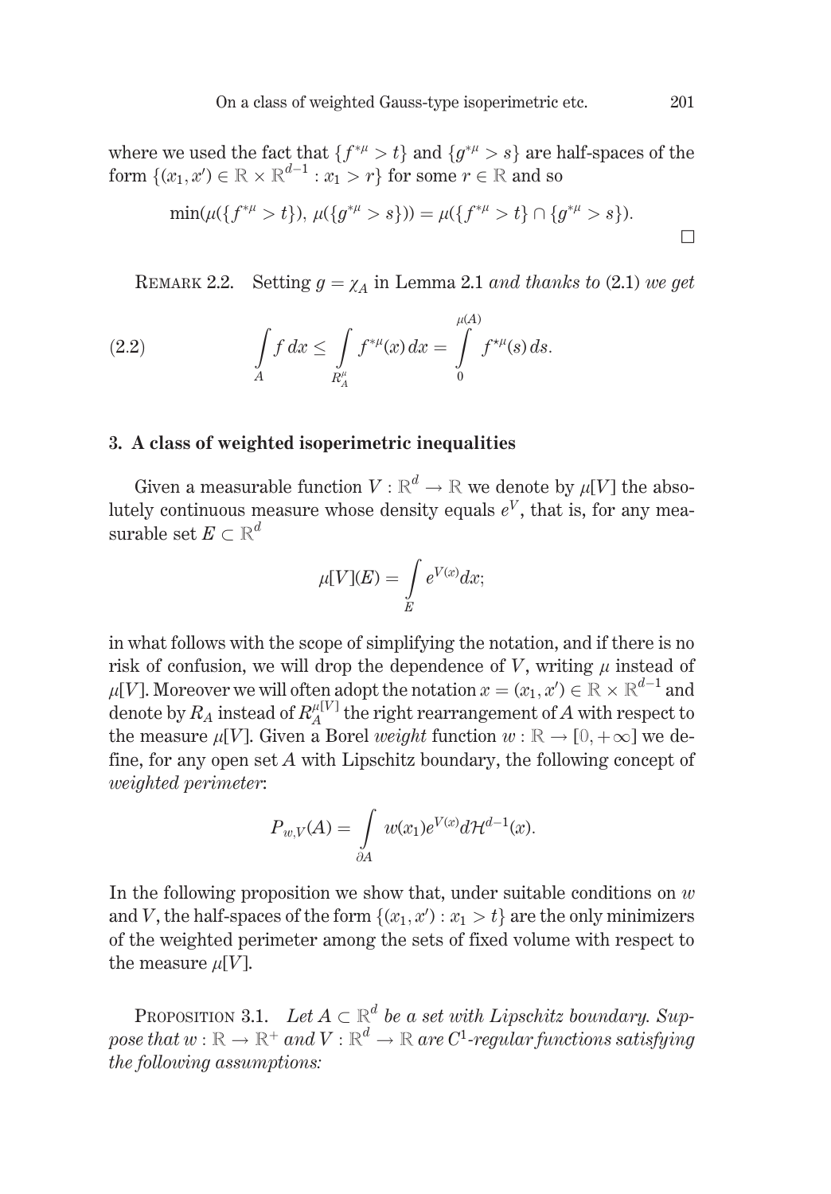where we used the fact that $\{f^{*\mu} > t\}$ and $\{g^{*\mu} > s\}$ are half-spaces of the form $\{(x_1, x') \in \mathbb{R} \times \mathbb{R}^{d-1} : x_1 > r\}$ for some $r \in \mathbb{R}$ and so

$$\min(\mu(\{f^{*\mu} > t\}),\, \mu(\{g^{*\mu} > s\})) = \mu(\{f^{*\mu} > t\} \cap \{g^{*\mu} > s\}).$$

$\square$

Remark 2.2. Setting $g = \chi_A$ in Lemma 2.1 *and thanks to* (2.1) *we get*

$$\int_A f\,dx \le \int_{R_A^\mu} f^{*\mu}(x)\,dx = \int_0^{\mu(A)} f^{\star\mu}(s)\,ds. \tag{2.2}$$

### 3. A class of weighted isoperimetric inequalities

Given a measurable function $V : \mathbb{R}^d \to \mathbb{R}$ we denote by $\mu[V]$ the absolutely continuous measure whose density equals $e^V$, that is, for any measurable set $E \subset \mathbb{R}^d$

$$\mu[V](E) = \int_E e^{V(x)}dx;$$

in what follows with the scope of simplifying the notation, and if there is no risk of confusion, we will drop the dependence of $V$, writing $\mu$ instead of $\mu[V]$. Moreover we will often adopt the notation $x = (x_1, x') \in \mathbb{R} \times \mathbb{R}^{d-1}$ and denote by $R_A$ instead of $R_A^{\mu[V]}$ the right rearrangement of $A$ with respect to the measure $\mu[V]$. Given a Borel *weight* function $w : \mathbb{R} \to [0, +\infty]$ we define, for any open set $A$ with Lipschitz boundary, the following concept of *weighted perimeter*:

$$P_{w,V}(A) = \int_{\partial A} w(x_1)e^{V(x)}d\mathcal{H}^{d-1}(x).$$

In the following proposition we show that, under suitable conditions on $w$ and $V$, the half-spaces of the form $\{(x_1, x') : x_1 > t\}$ are the only minimizers of the weighted perimeter among the sets of fixed volume with respect to the measure $\mu[V]$.

Proposition 3.1. *Let $A \subset \mathbb{R}^d$ be a set with Lipschitz boundary. Suppose that $w : \mathbb{R} \to \mathbb{R}^+$ and $V : \mathbb{R}^d \to \mathbb{R}$ are $C^1$-regular functions satisfying the following assumptions:*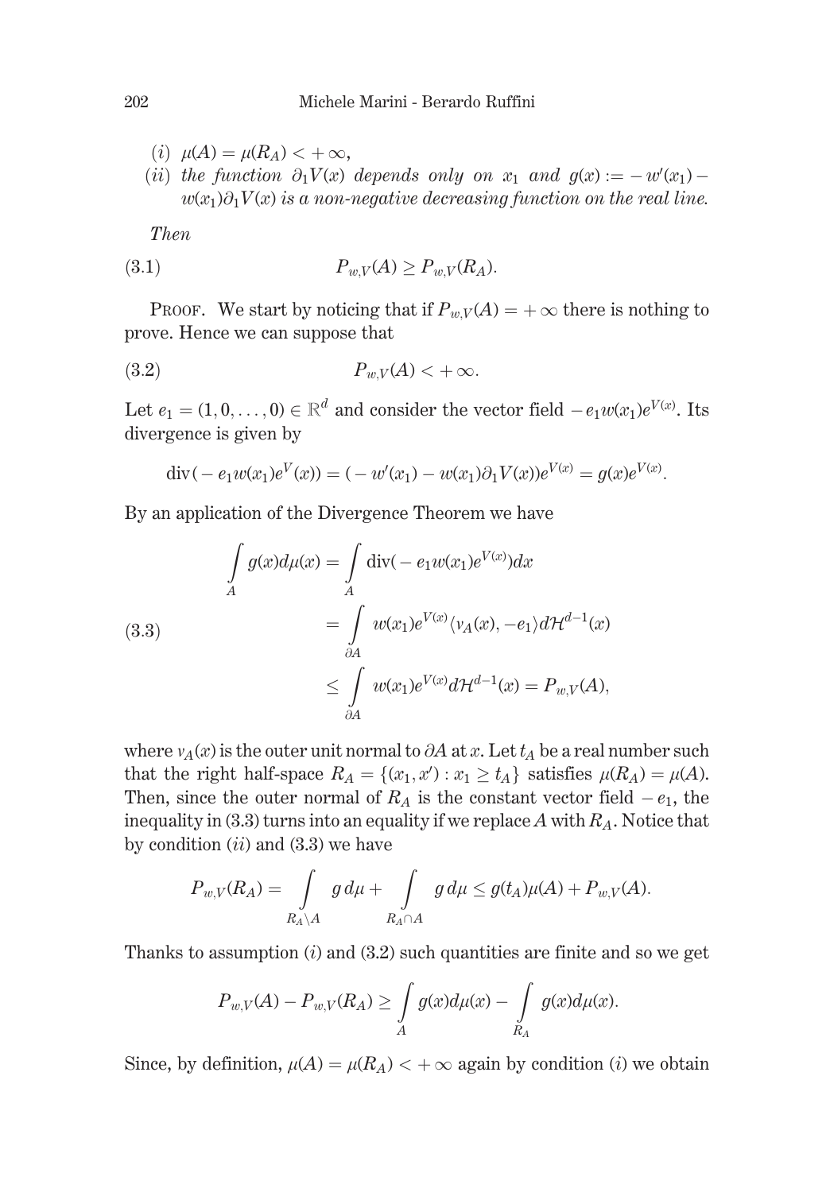(*i*) $\mu(A) = \mu(R_A) < +\infty$,

(*ii*) *the function* $\partial_1 V(x)$ *depends only on* $x_1$ *and* $g(x) := -w'(x_1) - w(x_1)\partial_1 V(x)$ *is a non-negative decreasing function on the real line.*

*Then*

$$P_{w,V}(A) \geq P_{w,V}(R_A). \tag{3.1}$$

PROOF. We start by noticing that if $P_{w,V}(A) = +\infty$ there is nothing to prove. Hence we can suppose that

$$P_{w,V}(A) < +\infty. \tag{3.2}$$

Let $e_1 = (1, 0, \dots, 0) \in \mathbb{R}^d$ and consider the vector field $-e_1 w(x_1)e^{V(x)}$. Its divergence is given by

$$\operatorname{div}(-e_1 w(x_1)e^V(x)) = (-w'(x_1) - w(x_1)\partial_1 V(x))e^{V(x)} = g(x)e^{V(x)}.$$

By an application of the Divergence Theorem we have

$$\begin{aligned}
\int_A g(x)d\mu(x) &= \int_A \operatorname{div}(-e_1 w(x_1)e^{V(x)})dx \\
&= \int_{\partial A} w(x_1)e^{V(x)}\langle \nu_A(x), -e_1\rangle d\mathcal{H}^{d-1}(x) \\
&\leq \int_{\partial A} w(x_1)e^{V(x)} d\mathcal{H}^{d-1}(x) = P_{w,V}(A),
\end{aligned} \tag{3.3}$$

where $\nu_A(x)$ is the outer unit normal to $\partial A$ at $x$. Let $t_A$ be a real number such that the right half-space $R_A = \{(x_1, x') : x_1 \geq t_A\}$ satisfies $\mu(R_A) = \mu(A)$. Then, since the outer normal of $R_A$ is the constant vector field $-e_1$, the inequality in (3.3) turns into an equality if we replace $A$ with $R_A$. Notice that by condition (*ii*) and (3.3) we have

$$P_{w,V}(R_A) = \int_{R_A \setminus A} g\, d\mu + \int_{R_A \cap A} g\, d\mu \leq g(t_A)\mu(A) + P_{w,V}(A).$$

Thanks to assumption (*i*) and (3.2) such quantities are finite and so we get

$$P_{w,V}(A) - P_{w,V}(R_A) \geq \int_A g(x)d\mu(x) - \int_{R_A} g(x)d\mu(x).$$

Since, by definition, $\mu(A) = \mu(R_A) < +\infty$ again by condition (*i*) we obtain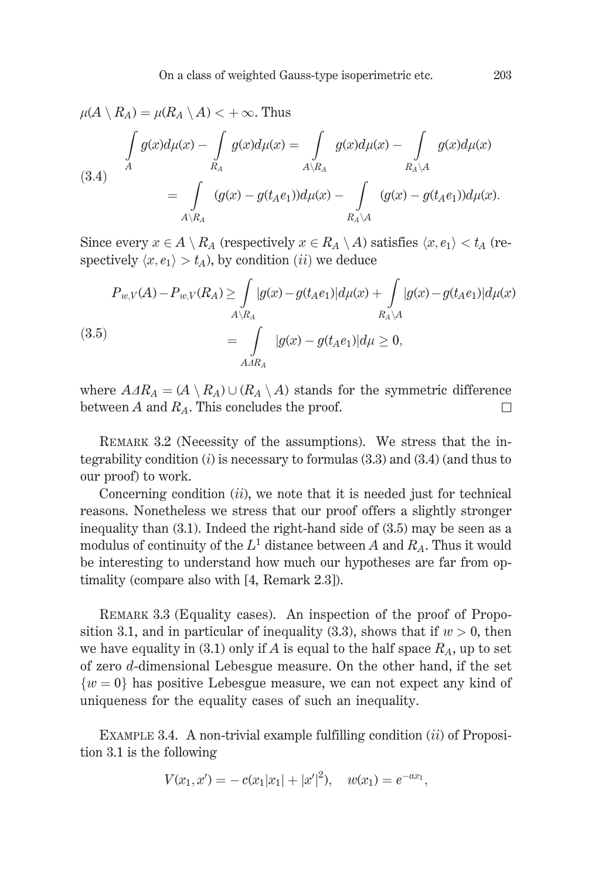$\mu(A \setminus R_A) = \mu(R_A \setminus A) < +\infty$. Thus

$$
\begin{aligned}
\int_A g(x)d\mu(x) - \int_{R_A} g(x)d\mu(x) &= \int_{A\setminus R_A} g(x)d\mu(x) - \int_{R_A\setminus A} g(x)d\mu(x) \\
&= \int_{A\setminus R_A} (g(x) - g(t_A e_1))d\mu(x) - \int_{R_A\setminus A} (g(x) - g(t_A e_1))d\mu(x).
\end{aligned}
\tag{3.4}
$$

Since every $x \in A \setminus R_A$ (respectively $x \in R_A \setminus A$) satisfies $\langle x, e_1\rangle < t_A$ (respectively $\langle x, e_1\rangle > t_A$), by condition $(ii)$ we deduce

$$
\begin{aligned}
P_{w,V}(A) - P_{w,V}(R_A) &\geq \int_{A\setminus R_A} |g(x) - g(t_A e_1)|d\mu(x) + \int_{R_A\setminus A} |g(x) - g(t_A e_1)|d\mu(x) \\
&= \int_{A\Delta R_A} |g(x) - g(t_A e_1)|d\mu \geq 0,
\end{aligned}
\tag{3.5}
$$

where $A\Delta R_A = (A \setminus R_A) \cup (R_A \setminus A)$ stands for the symmetric difference between $A$ and $R_A$. This concludes the proof. □

Remark 3.2 (Necessity of the assumptions). We stress that the integrability condition $(i)$ is necessary to formulas (3.3) and (3.4) (and thus to our proof) to work.

Concerning condition $(ii)$, we note that it is needed just for technical reasons. Nonetheless we stress that our proof offers a slightly stronger inequality than (3.1). Indeed the right-hand side of (3.5) may be seen as a modulus of continuity of the $L^1$ distance between $A$ and $R_A$. Thus it would be interesting to understand how much our hypotheses are far from optimality (compare also with [4, Remark 2.3]).

Remark 3.3 (Equality cases). An inspection of the proof of Proposition 3.1, and in particular of inequality (3.3), shows that if $w > 0$, then we have equality in (3.1) only if $A$ is equal to the half space $R_A$, up to set of zero $d$-dimensional Lebesgue measure. On the other hand, if the set $\{w = 0\}$ has positive Lebesgue measure, we can not expect any kind of uniqueness for the equality cases of such an inequality.

Example 3.4. A non-trivial example fulfilling condition $(ii)$ of Proposition 3.1 is the following

$$
V(x_1, x') = -c(x_1|x_1| + |x'|^2), \quad w(x_1) = e^{-ax_1},
$$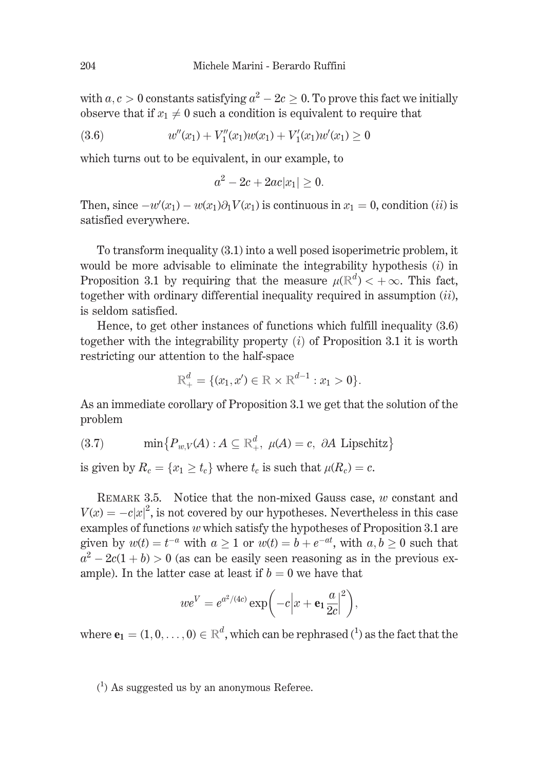with $a, c > 0$ constants satisfying $a^2 - 2c \geq 0$. To prove this fact we initially observe that if $x_1 \neq 0$ such a condition is equivalent to require that

$$w''(x_1) + V_1''(x_1)w(x_1) + V_1'(x_1)w'(x_1) \geq 0 \tag{3.6}$$

which turns out to be equivalent, in our example, to

$$a^2 - 2c + 2ac|x_1| \geq 0.$$

Then, since $-w'(x_1) - w(x_1)\partial_1 V(x_1)$ is continuous in $x_1 = 0$, condition $(ii)$ is satisfied everywhere.

To transform inequality (3.1) into a well posed isoperimetric problem, it would be more advisable to eliminate the integrability hypothesis $(i)$ in Proposition 3.1 by requiring that the measure $\mu(\mathbb{R}^d) < +\infty$. This fact, together with ordinary differential inequality required in assumption $(ii)$, is seldom satisfied.

Hence, to get other instances of functions which fulfill inequality (3.6) together with the integrability property $(i)$ of Proposition 3.1 it is worth restricting our attention to the half-space

$$\mathbb{R}^d_+ = \{(x_1, x') \in \mathbb{R} \times \mathbb{R}^{d-1} : x_1 > 0\}.$$

As an immediate corollary of Proposition 3.1 we get that the solution of the problem

$$\min\{P_{w,V}(A) : A \subseteq \mathbb{R}^d_+,\ \mu(A) = c,\ \partial A \text{ Lipschitz}\} \tag{3.7}$$

is given by $R_c = \{x_1 \geq t_c\}$ where $t_c$ is such that $\mu(R_c) = c$.

Remark 3.5. Notice that the non-mixed Gauss case, $w$ constant and $V(x) = -c|x|^2$, is not covered by our hypotheses. Nevertheless in this case examples of functions $w$ which satisfy the hypotheses of Proposition 3.1 are given by $w(t) = t^{-a}$ with $a \geq 1$ or $w(t) = b + e^{-at}$, with $a, b \geq 0$ such that $a^2 - 2c(1 + b) > 0$ (as can be easily seen reasoning as in the previous example). In the latter case at least if $b = 0$ we have that

$$we^V = e^{a^2/(4c)} \exp\left(-c\left|x + \mathbf{e_1}\frac{a}{2c}\right|^2\right),$$

where $\mathbf{e_1} = (1, 0, \ldots, 0) \in \mathbb{R}^d$, which can be rephrased [1] as the fact that the

[1] As suggested us by an anonymous Referee.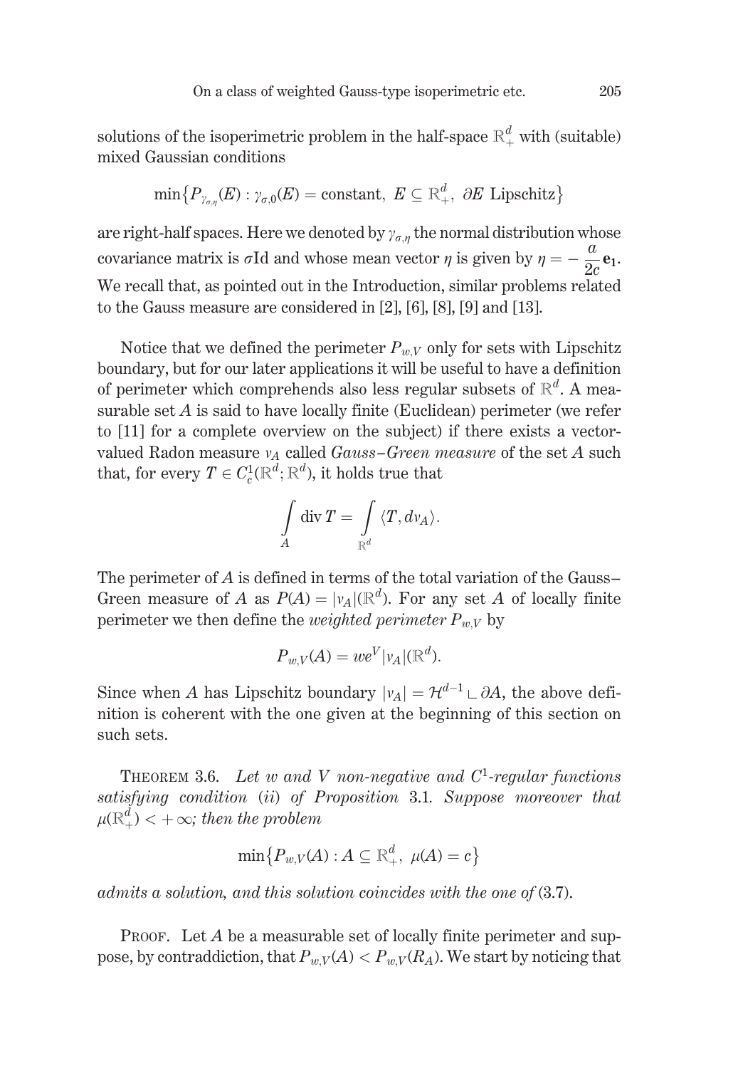solutions of the isoperimetric problem in the half-space $\mathbb{R}^d_+$ with (suitable) mixed Gaussian conditions

$$\min\{P_{\gamma_{\sigma,\eta}}(E) : \gamma_{\sigma,0}(E) = \text{constant},\ E \subseteq \mathbb{R}^d_+,\ \partial E \text{ Lipschitz}\}$$

are right-half spaces. Here we denoted by $\gamma_{\sigma,\eta}$ the normal distribution whose covariance matrix is $\sigma\mathrm{Id}$ and whose mean vector $\eta$ is given by $\eta = -\dfrac{a}{2c}\mathbf{e_1}$. We recall that, as pointed out in the Introduction, similar problems related to the Gauss measure are considered in [2], [6], [8], [9] and [13].

Notice that we defined the perimeter $P_{w,V}$ only for sets with Lipschitz boundary, but for our later applications it will be useful to have a definition of perimeter which comprehends also less regular subsets of $\mathbb{R}^d$. A measurable set $A$ is said to have locally finite (Euclidean) perimeter (we refer to [11] for a complete overview on the subject) if there exists a vector-valued Radon measure $\nu_A$ called *Gauss–Green measure* of the set $A$ such that, for every $T \in C^1_c(\mathbb{R}^d; \mathbb{R}^d)$, it holds true that

$$\int_A \operatorname{div} T = \int_{\mathbb{R}^d} \langle T, d\nu_A \rangle.$$

The perimeter of $A$ is defined in terms of the total variation of the Gauss–Green measure of $A$ as $P(A) = |\nu_A|(\mathbb{R}^d)$. For any set $A$ of locally finite perimeter we then define the *weighted perimeter* $P_{w,V}$ by

$$P_{w,V}(A) = we^V|\nu_A|(\mathbb{R}^d).$$

Since when $A$ has Lipschitz boundary $|\nu_A| = \mathcal{H}^{d-1} \llcorner \partial A$, the above definition is coherent with the one given at the beginning of this section on such sets.

THEOREM 3.6. *Let $w$ and $V$ non-negative and $C^1$-regular functions satisfying condition (ii) of Proposition 3.1. Suppose moreover that $\mu(\mathbb{R}^d_+) < +\infty$; then the problem*

$$\min\{P_{w,V}(A) : A \subseteq \mathbb{R}^d_+,\ \mu(A) = c\}$$

*admits a solution, and this solution coincides with the one of (3.7).*

PROOF. Let $A$ be a measurable set of locally finite perimeter and suppose, by contraddiction, that $P_{w,V}(A) < P_{w,V}(R_A)$. We start by noticing that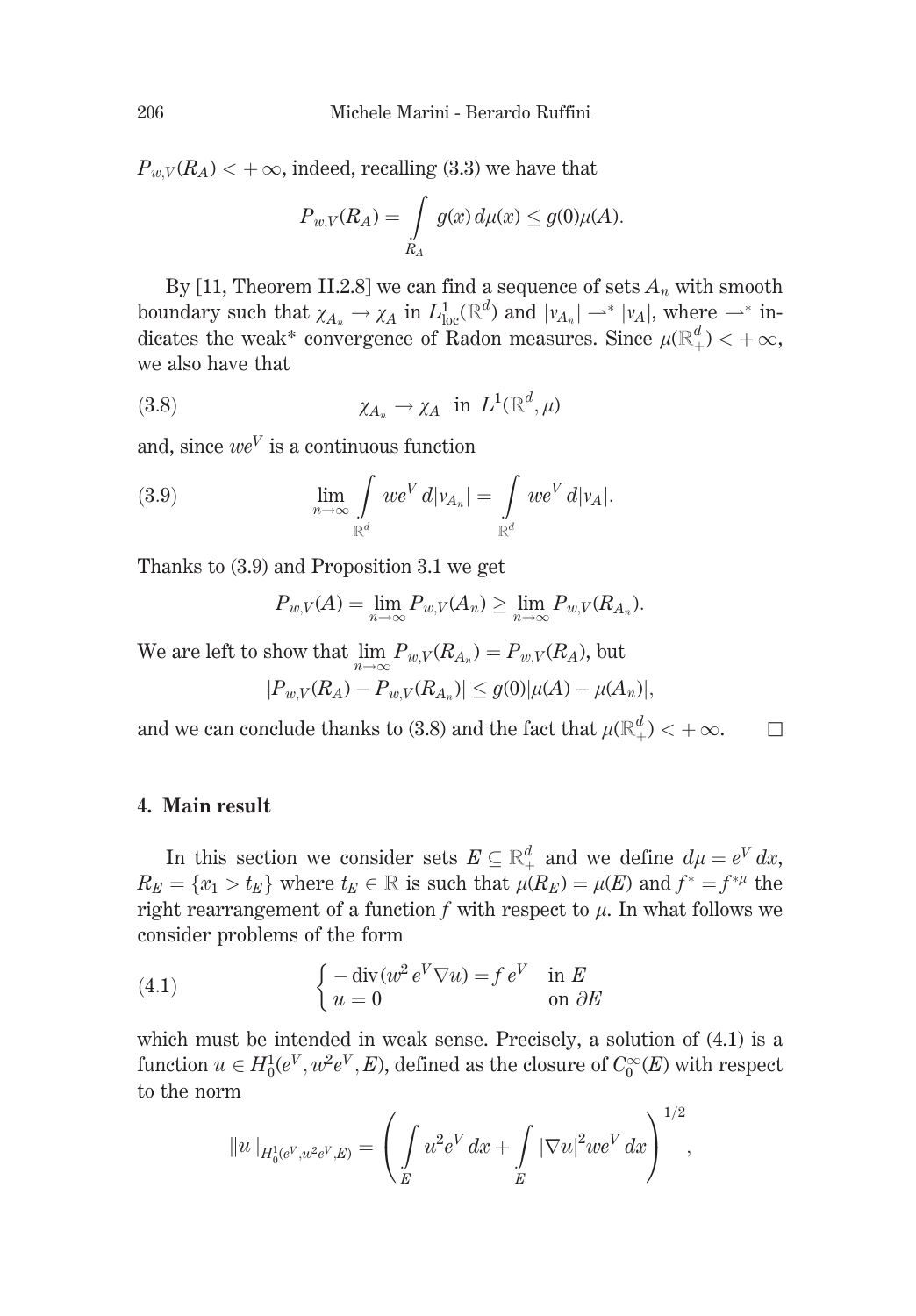$P_{w,V}(R_A) < +\infty$, indeed, recalling (3.3) we have that

$$P_{w,V}(R_A) = \int_{R_A} g(x)\, d\mu(x) \leq g(0)\mu(A).$$

By [11, Theorem II.2.8] we can find a sequence of sets $A_n$ with smooth boundary such that $\chi_{A_n} \to \chi_A$ in $L^1_{\text{loc}}(\mathbb{R}^d)$ and $|\nu_{A_n}| \rightharpoonup^* |\nu_A|$, where $\rightharpoonup^*$ indicates the weak* convergence of Radon measures. Since $\mu(\mathbb{R}^d_+) < +\infty$, we also have that

$$\chi_{A_n} \to \chi_A \ \text{ in } \ L^1(\mathbb{R}^d, \mu) \tag{3.8}$$

and, since $we^V$ is a continuous function

$$\lim_{n\to\infty} \int_{\mathbb{R}^d} we^V \, d|\nu_{A_n}| = \int_{\mathbb{R}^d} we^V \, d|\nu_A|. \tag{3.9}$$

Thanks to (3.9) and Proposition 3.1 we get

$$P_{w,V}(A) = \lim_{n\to\infty} P_{w,V}(A_n) \geq \lim_{n\to\infty} P_{w,V}(R_{A_n}).$$

We are left to show that $\lim_{n\to\infty} P_{w,V}(R_{A_n}) = P_{w,V}(R_A)$, but

$$|P_{w,V}(R_A) - P_{w,V}(R_{A_n})| \leq g(0)|\mu(A) - \mu(A_n)|,$$

and we can conclude thanks to (3.8) and the fact that $\mu(\mathbb{R}^d_+) < +\infty$. $\square$

## 4. Main result

In this section we consider sets $E \subseteq \mathbb{R}^d_+$ and we define $d\mu = e^V\, dx$, $R_E = \{x_1 > t_E\}$ where $t_E \in \mathbb{R}$ is such that $\mu(R_E) = \mu(E)$ and $f^* = f^{*\mu}$ the right rearrangement of a function $f$ with respect to $\mu$. In what follows we consider problems of the form

$$\begin{cases} -\operatorname{div}(w^2 e^V \nabla u) = f\, e^V & \text{in } E \\ u = 0 & \text{on } \partial E \end{cases} \tag{4.1}$$

which must be intended in weak sense. Precisely, a solution of (4.1) is a function $u \in H^1_0(e^V, w^2 e^V, E)$, defined as the closure of $C^\infty_0(E)$ with respect to the norm

$$\|u\|_{H^1_0(e^V, w^2e^V, E)} = \left( \int_E u^2 e^V \, dx + \int_E |\nabla u|^2 we^V \, dx \right)^{1/2},$$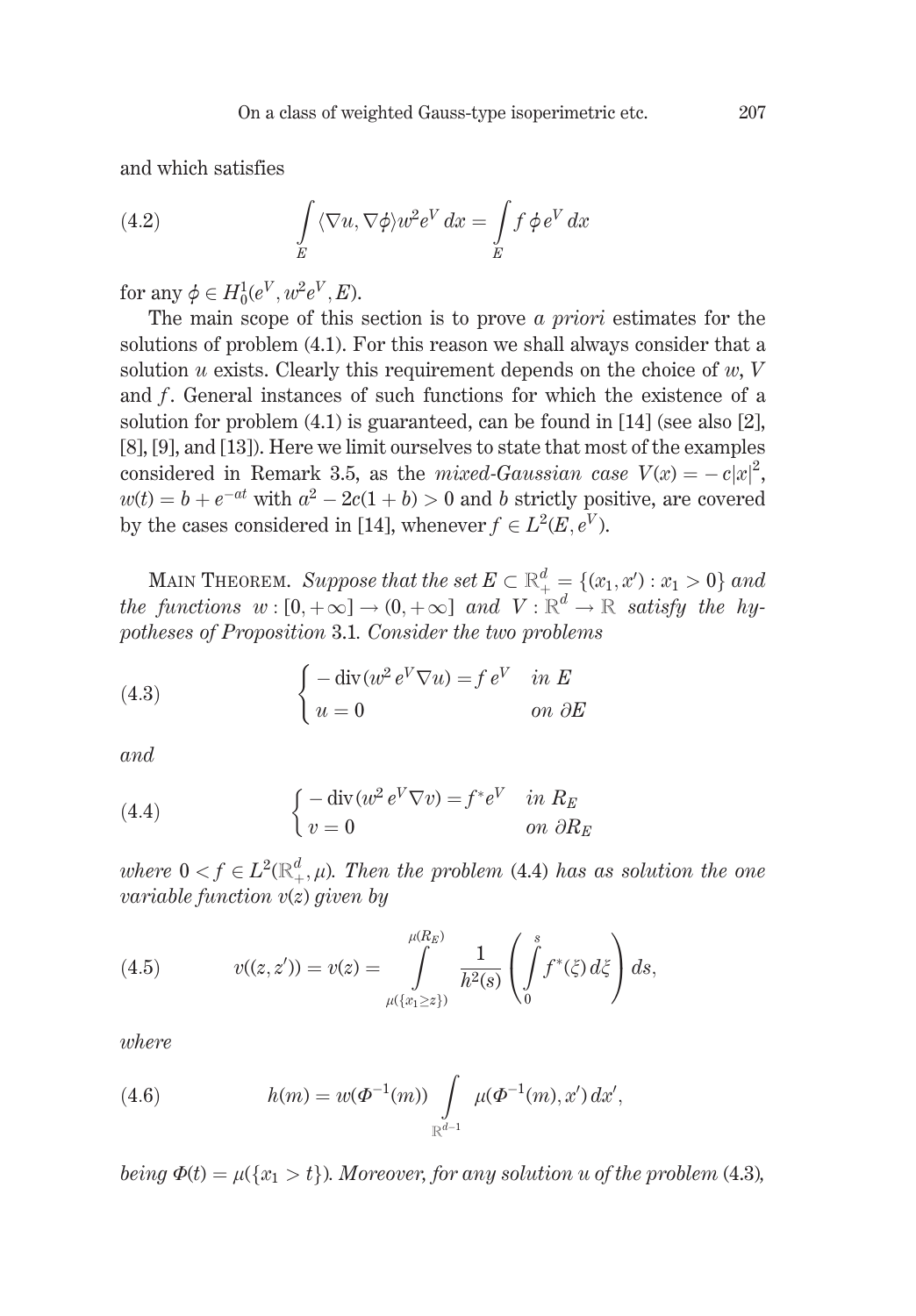and which satisfies

$$\int_E \langle \nabla u, \nabla \phi \rangle w^2 e^V \, dx = \int_E f \, \phi \, e^V \, dx \tag{4.2}$$

for any $\phi \in H_0^1(e^V, w^2 e^V, E)$.

The main scope of this section is to prove *a priori* estimates for the solutions of problem (4.1). For this reason we shall always consider that a solution $u$ exists. Clearly this requirement depends on the choice of $w$, $V$ and $f$. General instances of such functions for which the existence of a solution for problem (4.1) is guaranteed, can be found in [14] (see also [2], [8], [9], and [13]). Here we limit ourselves to state that most of the examples considered in Remark 3.5, as the *mixed-Gaussian case* $V(x) = -c|x|^2$, $w(t) = b + e^{-at}$ with $a^2 - 2c(1+b) > 0$ and $b$ strictly positive, are covered by the cases considered in [14], whenever $f \in L^2(E, e^V)$.

Main Theorem. *Suppose that the set* $E \subset \mathbb{R}_+^d = \{(x_1, x') : x_1 > 0\}$ *and the functions* $w : [0, +\infty] \to (0, +\infty]$ *and* $V : \mathbb{R}^d \to \mathbb{R}$ *satisfy the hypotheses of Proposition* 3.1. *Consider the two problems*

$$\begin{cases} -\operatorname{div}(w^2 \, e^V \nabla u) = f \, e^V & \text{in } E \\ u = 0 & \text{on } \partial E \end{cases} \tag{4.3}$$

*and*

$$\begin{cases} -\operatorname{div}(w^2 \, e^V \nabla v) = f^* e^V & \text{in } R_E \\ v = 0 & \text{on } \partial R_E \end{cases} \tag{4.4}$$

*where* $0 < f \in L^2(\mathbb{R}_+^d, \mu)$. *Then the problem* (4.4) *has as solution the one variable function* $v(z)$ *given by*

$$v((z, z')) = v(z) = \int_{\mu(\{x_1 \geq z\})}^{\mu(R_E)} \frac{1}{h^2(s)} \left( \int_0^s f^*(\xi) \, d\xi \right) ds, \tag{4.5}$$

*where*

$$h(m) = w(\Phi^{-1}(m)) \int_{\mathbb{R}^{d-1}} \mu(\Phi^{-1}(m), x') \, dx', \tag{4.6}$$

*being* $\Phi(t) = \mu(\{x_1 > t\})$. *Moreover, for any solution* $u$ *of the problem* (4.3),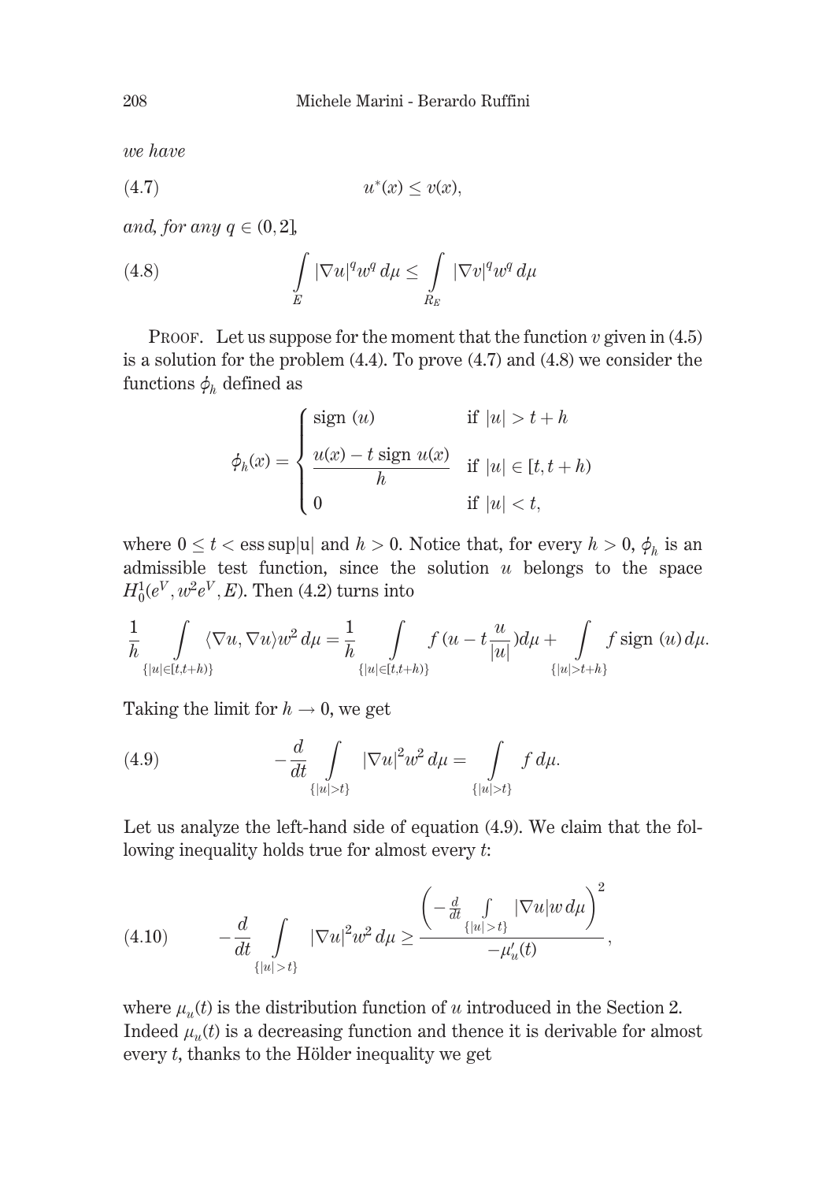*we have*

$$u^*(x) \leq v(x), \tag{4.7}$$

*and, for any* $q \in (0,2]$,

$$\int_E |\nabla u|^q w^q \, d\mu \leq \int_{R_E} |\nabla v|^q w^q \, d\mu \tag{4.8}$$

PROOF. Let us suppose for the moment that the function $v$ given in (4.5) is a solution for the problem (4.4). To prove (4.7) and (4.8) we consider the functions $\phi_h$ defined as

$$\phi_h(x) = \begin{cases} \text{sign } (u) & \text{if } |u| > t + h \\ \dfrac{u(x) - t \text{ sign } u(x)}{h} & \text{if } |u| \in [t, t+h) \\ 0 & \text{if } |u| < t, \end{cases}$$

where $0 \leq t < \text{ess sup}|u|$ and $h > 0$. Notice that, for every $h > 0$, $\phi_h$ is an admissible test function, since the solution $u$ belongs to the space $H_0^1(e^V, w^2 e^V, E)$. Then (4.2) turns into

$$\frac{1}{h} \int_{\{|u| \in [t,t+h)\}} \langle \nabla u, \nabla u \rangle w^2 \, d\mu = \frac{1}{h} \int_{\{|u| \in [t,t+h)\}} f\,(u - t\frac{u}{|u|}) d\mu + \int_{\{|u| > t+h\}} f \text{ sign } (u) \, d\mu.$$

Taking the limit for $h \to 0$, we get

$$-\frac{d}{dt} \int_{\{|u| > t\}} |\nabla u|^2 w^2 \, d\mu = \int_{\{|u| > t\}} f \, d\mu. \tag{4.9}$$

Let us analyze the left-hand side of equation (4.9). We claim that the following inequality holds true for almost every $t$:

$$-\frac{d}{dt} \int_{\{|u| > t\}} |\nabla u|^2 w^2 \, d\mu \geq \frac{\left( -\frac{d}{dt} \int_{\{|u| > t\}} |\nabla u| w \, d\mu \right)^2}{-\mu_u'(t)}, \tag{4.10}$$

where $\mu_u(t)$ is the distribution function of $u$ introduced in the Section 2. Indeed $\mu_u(t)$ is a decreasing function and thence it is derivable for almost every $t$, thanks to the Hölder inequality we get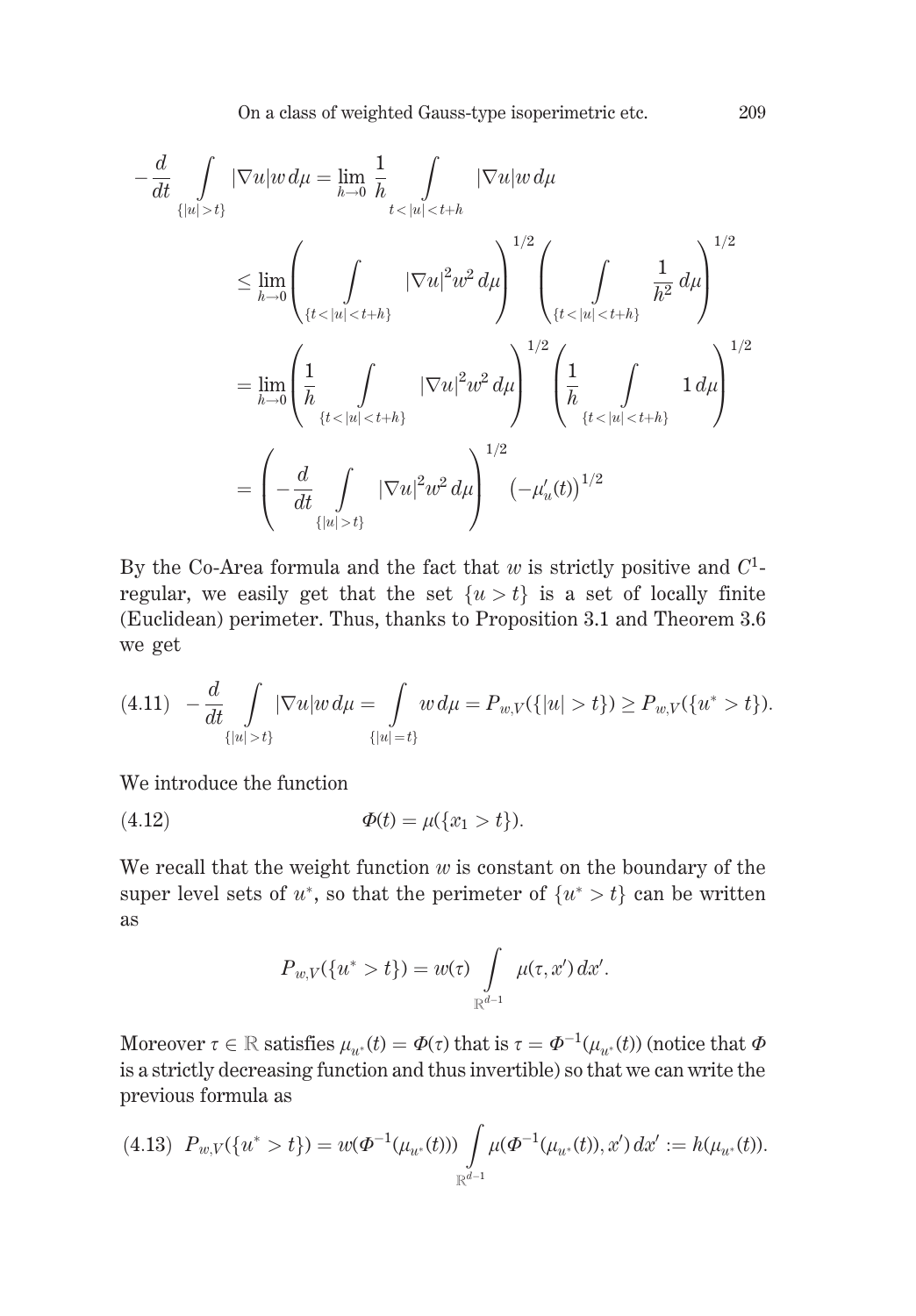$$
\begin{aligned}
-\frac{d}{dt}\int_{\{|u|>t\}} |\nabla u| w \, d\mu &= \lim_{h\to 0} \frac{1}{h} \int_{t<|u|<t+h} |\nabla u| w \, d\mu \\
&\le \lim_{h\to 0} \left( \int_{\{t<|u|<t+h\}} |\nabla u|^2 w^2 \, d\mu \right)^{1/2} \left( \int_{\{t<|u|<t+h\}} \frac{1}{h^2} \, d\mu \right)^{1/2} \\
&= \lim_{h\to 0} \left( \frac{1}{h} \int_{\{t<|u|<t+h\}} |\nabla u|^2 w^2 \, d\mu \right)^{1/2} \left( \frac{1}{h} \int_{\{t<|u|<t+h\}} 1 \, d\mu \right)^{1/2} \\
&= \left( -\frac{d}{dt} \int_{\{|u|>t\}} |\nabla u|^2 w^2 \, d\mu \right)^{1/2} \left( -\mu_u'(t) \right)^{1/2}
\end{aligned}
$$

By the Co-Area formula and the fact that $w$ is strictly positive and $C^1$-regular, we easily get that the set $\{u > t\}$ is a set of locally finite (Euclidean) perimeter. Thus, thanks to Proposition 3.1 and Theorem 3.6 we get

$$
-\frac{d}{dt}\int_{\{|u|>t\}} |\nabla u| w \, d\mu = \int_{\{|u|=t\}} w \, d\mu = P_{w,V}(\{|u|>t\}) \ge P_{w,V}(\{u^* > t\}). \tag{4.11}
$$

We introduce the function

$$
\Phi(t) = \mu(\{x_1 > t\}). \tag{4.12}
$$

We recall that the weight function $w$ is constant on the boundary of the super level sets of $u^*$, so that the perimeter of $\{u^* > t\}$ can be written as

$$
P_{w,V}(\{u^* > t\}) = w(\tau) \int_{\mathbb{R}^{d-1}} \mu(\tau, x') \, dx'.
$$

Moreover $\tau \in \mathbb{R}$ satisfies $\mu_{u^*}(t) = \Phi(\tau)$ that is $\tau = \Phi^{-1}(\mu_{u^*}(t))$ (notice that $\Phi$ is a strictly decreasing function and thus invertible) so that we can write the previous formula as

$$
P_{w,V}(\{u^* > t\}) = w(\Phi^{-1}(\mu_{u^*}(t))) \int_{\mathbb{R}^{d-1}} \mu(\Phi^{-1}(\mu_{u^*}(t)), x') \, dx' := h(\mu_{u^*}(t)). \tag{4.13}
$$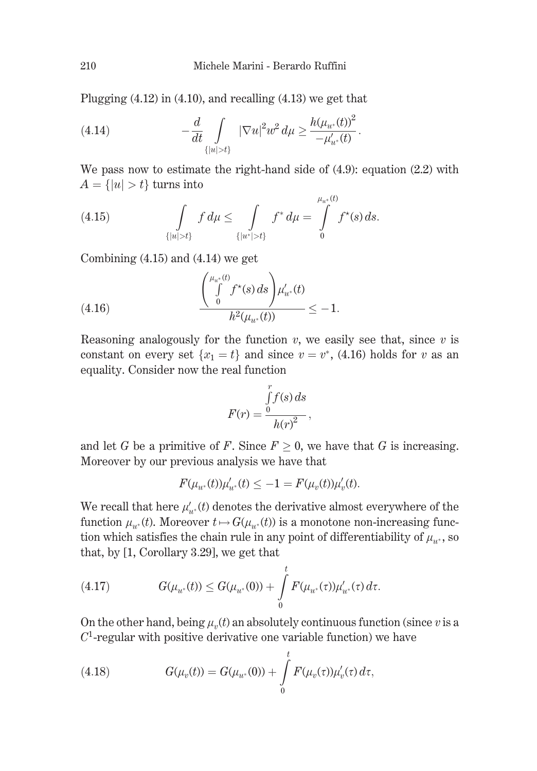Plugging (4.12) in (4.10), and recalling (4.13) we get that

$$
-\frac{d}{dt}\int\limits_{\{|u|>t\}} |\nabla u|^2 w^2 \, d\mu \geq \frac{h(\mu_{u^*}(t))^2}{-\mu'_{u^*}(t)}. \tag{4.14}
$$

We pass now to estimate the right-hand side of (4.9): equation (2.2) with $A = \{|u| > t\}$ turns into

$$
\int\limits_{\{|u|>t\}} f \, d\mu \leq \int\limits_{\{|u^*|>t\}} f^* \, d\mu = \int\limits_0^{\mu_{u^*}(t)} f^\star(s) \, ds. \tag{4.15}
$$

Combining (4.15) and (4.14) we get

$$
\frac{\left(\int\limits_0^{\mu_{u^*}(t)} f^\star(s) \, ds\right)\mu'_{u^*}(t)}{h^2(\mu_{u^*}(t))} \leq -1. \tag{4.16}
$$

Reasoning analogously for the function $v$, we easily see that, since $v$ is constant on every set $\{x_1 = t\}$ and since $v = v^*$, (4.16) holds for $v$ as an equality. Consider now the real function

$$
F(r) = \frac{\int\limits_0^r f(s) \, ds}{h(r)^2},
$$

and let $G$ be a primitive of $F$. Since $F \geq 0$, we have that $G$ is increasing. Moreover by our previous analysis we have that

$$
F(\mu_{u^*}(t))\mu'_{u^*}(t) \leq -1 = F(\mu_v(t))\mu'_v(t).
$$

We recall that here $\mu'_{u^*}(t)$ denotes the derivative almost everywhere of the function $\mu_{u^*}(t)$. Moreover $t \mapsto G(\mu_{u^*}(t))$ is a monotone non-increasing function which satisfies the chain rule in any point of differentiability of $\mu_{u^*}$, so that, by [1, Corollary 3.29], we get that

$$
G(\mu_{u^*}(t)) \leq G(\mu_{u^*}(0)) + \int\limits_0^t F(\mu_{u^*}(\tau))\mu'_{u^*}(\tau) \, d\tau. \tag{4.17}
$$

On the other hand, being $\mu_v(t)$ an absolutely continuous function (since $v$ is a $C^1$-regular with positive derivative one variable function) we have

$$
G(\mu_v(t)) = G(\mu_{u^*}(0)) + \int\limits_0^t F(\mu_v(\tau))\mu'_v(\tau) \, d\tau, \tag{4.18}
$$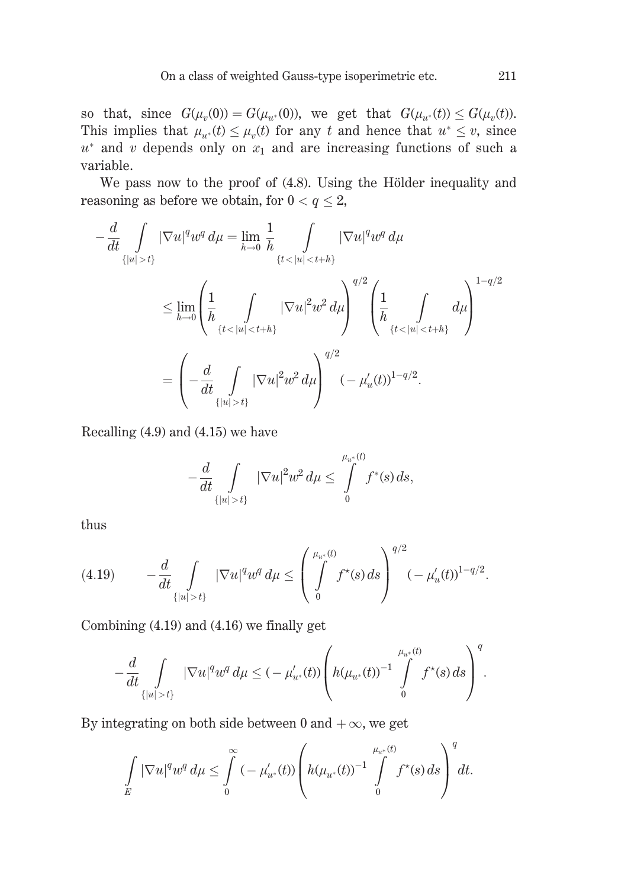so that, since $G(\mu_v(0)) = G(\mu_{u^*}(0))$, we get that $G(\mu_{u^*}(t)) \le G(\mu_v(t))$. This implies that $\mu_{u^*}(t) \le \mu_v(t)$ for any $t$ and hence that $u^* \le v$, since $u^*$ and $v$ depends only on $x_1$ and are increasing functions of such a variable.

We pass now to the proof of (4.8). Using the Hölder inequality and reasoning as before we obtain, for $0 < q \le 2$,

$$
\begin{aligned}
-\frac{d}{dt}\int_{\{|u|>t\}} |\nabla u|^q w^q \, d\mu &= \lim_{h\to 0} \frac{1}{h} \int_{\{t<|u|<t+h\}} |\nabla u|^q w^q \, d\mu \\
&\le \lim_{h\to 0} \left( \frac{1}{h} \int_{\{t<|u|<t+h\}} |\nabla u|^2 w^2 \, d\mu \right)^{q/2} \left( \frac{1}{h} \int_{\{t<|u|<t+h\}} d\mu \right)^{1-q/2} \\
&= \left( -\frac{d}{dt} \int_{\{|u|>t\}} |\nabla u|^2 w^2 \, d\mu \right)^{q/2} (-\mu_u'(t))^{1-q/2}.
\end{aligned}
$$

Recalling (4.9) and (4.15) we have

$$
-\frac{d}{dt}\int_{\{|u|>t\}} |\nabla u|^2 w^2 \, d\mu \le \int_0^{\mu_{u^*}(t)} f^*(s) \, ds,
$$

thus

$$
-\frac{d}{dt}\int_{\{|u|>t\}} |\nabla u|^q w^q \, d\mu \le \left( \int_0^{\mu_{u^*}(t)} f^\star(s) \, ds \right)^{q/2} (-\mu_u'(t))^{1-q/2}. \tag{4.19}
$$

Combining (4.19) and (4.16) we finally get

$$
-\frac{d}{dt}\int_{\{|u|>t\}} |\nabla u|^q w^q \, d\mu \le (-\mu_{u^*}'(t)) \left( h(\mu_{u^*}(t))^{-1} \int_0^{\mu_{u^*}(t)} f^\star(s) \, ds \right)^q.
$$

By integrating on both side between 0 and $+\infty$, we get

$$
\int_E |\nabla u|^q w^q \, d\mu \le \int_0^\infty (-\mu_{u^*}'(t)) \left( h(\mu_{u^*}(t))^{-1} \int_0^{\mu_{u^*}(t)} f^\star(s) \, ds \right)^q dt.
$$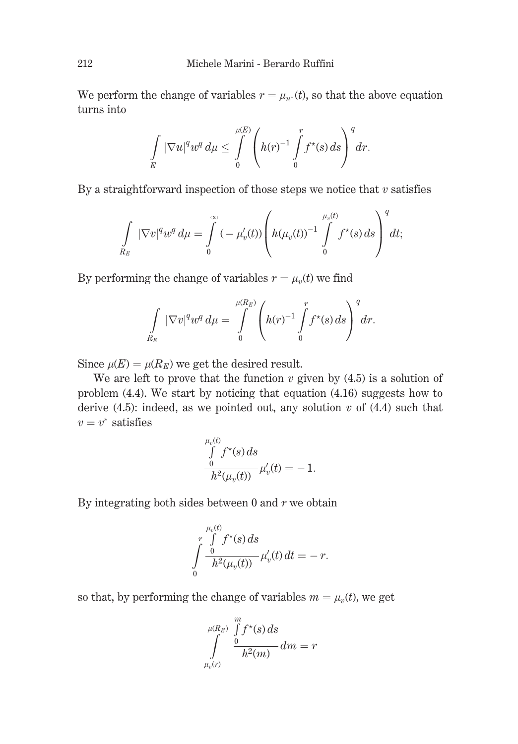We perform the change of variables $r = \mu_{u^*}(t)$, so that the above equation turns into

$$\int_E |\nabla u|^q w^q \, d\mu \le \int_0^{\mu(E)} \left( h(r)^{-1} \int_0^r f^\star(s)\, ds \right)^q dr.$$

By a straightforward inspection of those steps we notice that $v$ satisfies

$$\int_{R_E} |\nabla v|^q w^q \, d\mu = \int_0^\infty (-\mu_v'(t)) \left( h(\mu_v(t))^{-1} \int_0^{\mu_v(t)} f^\star(s)\, ds \right)^q dt;$$

By performing the change of variables $r = \mu_v(t)$ we find

$$\int_{R_E} |\nabla v|^q w^q \, d\mu = \int_0^{\mu(R_E)} \left( h(r)^{-1} \int_0^r f^\star(s)\, ds \right)^q dr.$$

Since $\mu(E) = \mu(R_E)$ we get the desired result.

We are left to prove that the function $v$ given by (4.5) is a solution of problem (4.4). We start by noticing that equation (4.16) suggests how to derive (4.5): indeed, as we pointed out, any solution $v$ of (4.4) such that $v = v^*$ satisfies

$$\frac{\int_0^{\mu_v(t)} f^\star(s)\, ds}{h^2(\mu_v(t))} \mu_v'(t) = -1.$$

By integrating both sides between 0 and $r$ we obtain

$$\int_0^r \frac{\int_0^{\mu_v(t)} f^\star(s)\, ds}{h^2(\mu_v(t))} \mu_v'(t)\, dt = -r.$$

so that, by performing the change of variables $m = \mu_v(t)$, we get

$$\int_{\mu_v(r)}^{\mu(R_E)} \frac{\int_0^m f^\star(s)\, ds}{h^2(m)} dm = r$$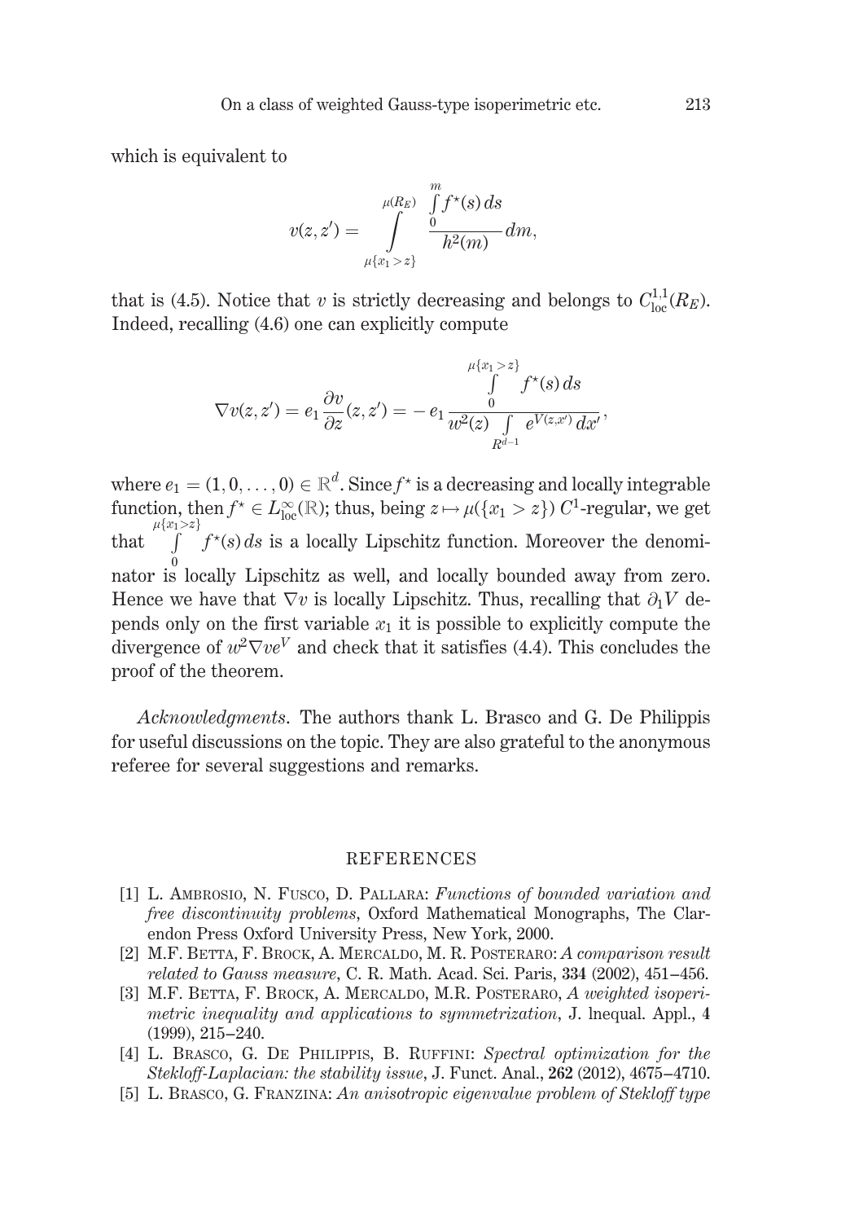which is equivalent to

$$v(z,z') = \int\limits_{\mu\{x_1>z\}}^{\mu(R_E)} \frac{\int\limits_0^m f^\star(s)\,ds}{h^2(m)}\,dm,$$

that is (4.5). Notice that $v$ is strictly decreasing and belongs to $C^{1,1}_{\mathrm{loc}}(R_E)$. Indeed, recalling (4.6) one can explicitly compute

$$\nabla v(z,z') = e_1 \frac{\partial v}{\partial z}(z,z') = -\,e_1 \frac{\int\limits_0^{\mu\{x_1>z\}} f^\star(s)\,ds}{w^2(z) \int\limits_{R^{d-1}} e^{V(z,x')}\,dx'},$$

where $e_1 = (1,0,\dots,0) \in \mathbb{R}^d$. Since $f^\star$ is a decreasing and locally integrable function, then $f^\star \in L^\infty_{\mathrm{loc}}(\mathbb{R})$; thus, being $z \mapsto \mu(\{x_1 > z\})$ $C^1$-regular, we get that $\int\limits_0^{\mu\{x_1>z\}} f^\star(s)\,ds$ is a locally Lipschitz function. Moreover the denominator is locally Lipschitz as well, and locally bounded away from zero. Hence we have that $\nabla v$ is locally Lipschitz. Thus, recalling that $\partial_1 V$ depends only on the first variable $x_1$ it is possible to explicitly compute the divergence of $w^2 \nabla v e^V$ and check that it satisfies (4.4). This concludes the proof of the theorem.

*Acknowledgments*. The authors thank L. Brasco and G. De Philippis for useful discussions on the topic. They are also grateful to the anonymous referee for several suggestions and remarks.

## REFERENCES

[1] L. Ambrosio, N. Fusco, D. Pallara: *Functions of bounded variation and free discontinuity problems*, Oxford Mathematical Monographs, The Clarendon Press Oxford University Press, New York, 2000.

[2] M.F. Betta, F. Brock, A. Mercaldo, M. R. Posteraro: *A comparison result related to Gauss measure*, C. R. Math. Acad. Sci. Paris, **334** (2002), 451–456.

[3] M.F. Betta, F. Brock, A. Mercaldo, M.R. Posteraro, *A weighted isoperimetric inequality and applications to symmetrization*, J. lnequal. Appl., **4** (1999), 215–240.

[4] L. Brasco, G. De Philippis, B. Ruffini: *Spectral optimization for the Stekloff-Laplacian: the stability issue*, J. Funct. Anal., **262** (2012), 4675–4710.

[5] L. Brasco, G. Franzina: *An anisotropic eigenvalue problem of Stekloff type*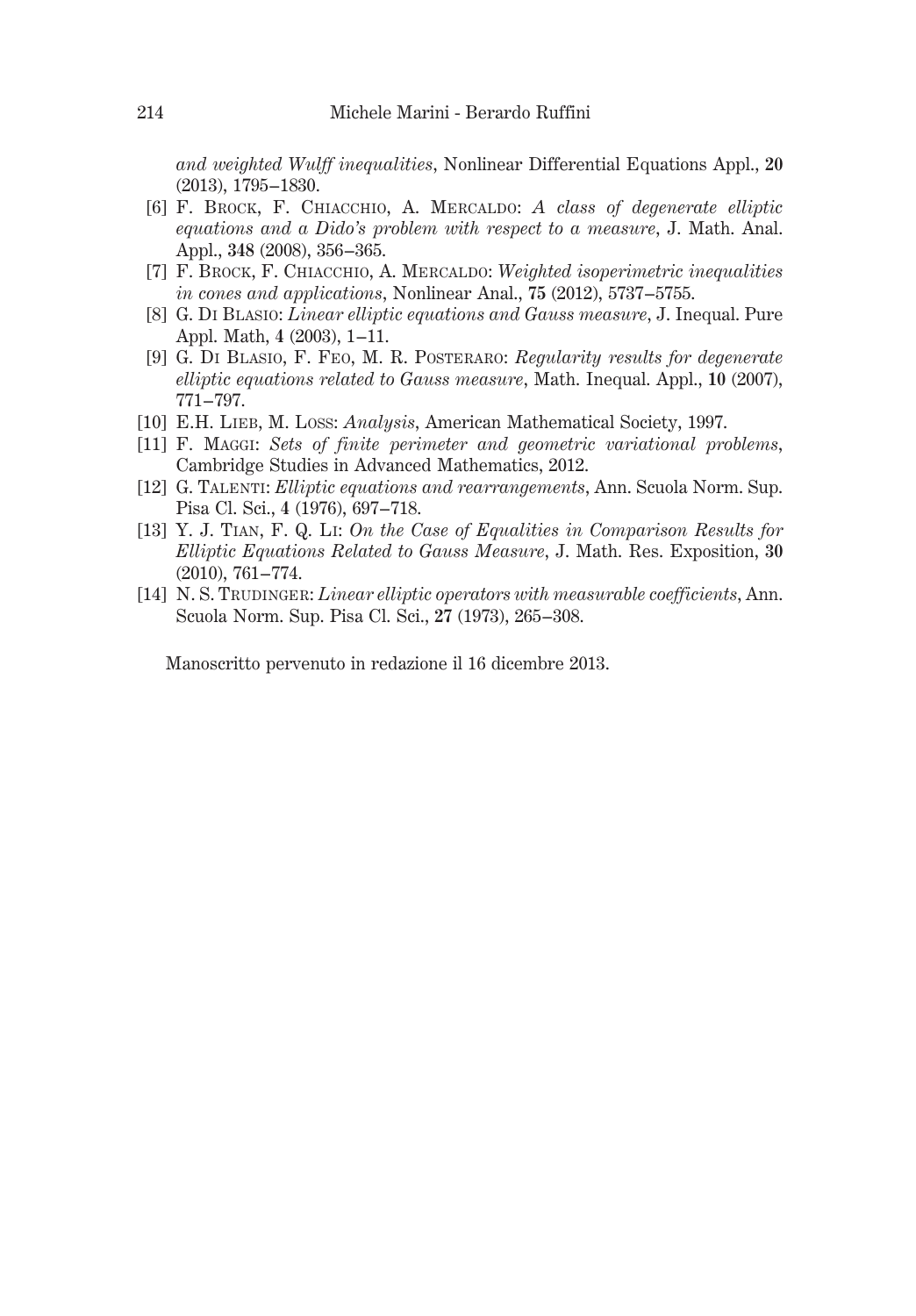*and weighted Wulff inequalities*, Nonlinear Differential Equations Appl., **20** (2013), 1795–1830.

[6] F. Brock, F. Chiacchio, A. Mercaldo: *A class of degenerate elliptic equations and a Dido's problem with respect to a measure*, J. Math. Anal. Appl., **348** (2008), 356–365.

[7] F. Brock, F. Chiacchio, A. Mercaldo: *Weighted isoperimetric inequalities in cones and applications*, Nonlinear Anal., **75** (2012), 5737–5755.

[8] G. Di Blasio: *Linear elliptic equations and Gauss measure*, J. Inequal. Pure Appl. Math, **4** (2003), 1–11.

[9] G. Di Blasio, F. Feo, M. R. Posteraro: *Regularity results for degenerate elliptic equations related to Gauss measure*, Math. Inequal. Appl., **10** (2007), 771–797.

[10] E.H. Lieb, M. Loss: *Analysis*, American Mathematical Society, 1997.

[11] F. Maggi: *Sets of finite perimeter and geometric variational problems*, Cambridge Studies in Advanced Mathematics, 2012.

[12] G. Talenti: *Elliptic equations and rearrangements*, Ann. Scuola Norm. Sup. Pisa Cl. Sci., **4** (1976), 697–718.

[13] Y. J. Tian, F. Q. Li: *On the Case of Equalities in Comparison Results for Elliptic Equations Related to Gauss Measure*, J. Math. Res. Exposition, **30** (2010), 761–774.

[14] N. S. Trudinger: *Linear elliptic operators with measurable coefficients*, Ann. Scuola Norm. Sup. Pisa Cl. Sci., **27** (1973), 265–308.

Manoscritto pervenuto in redazione il 16 dicembre 2013.